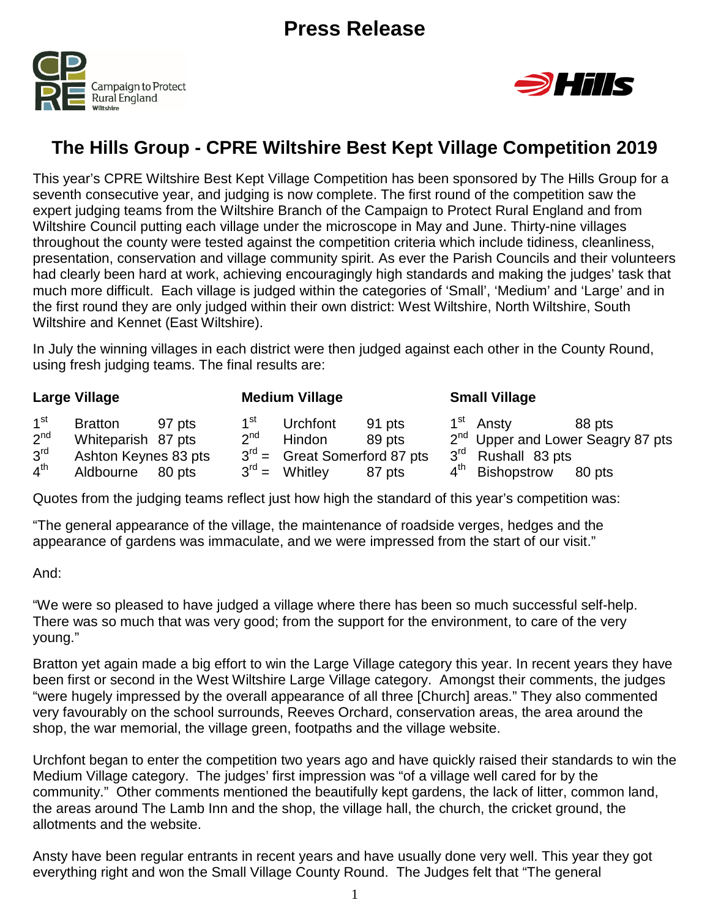# Press Release

## The Hills Group - CPRE Wiltshire Best Kept Village Competition 2019

This year's CPRE Wiltshire Best Kept Village Competition has been sponsored by The Hills Group for a seventh consecutive year, and judging is now complete. The first round of the competition saw the expert judging teams from the Wiltshire Branch of the Campaign to Protect Rural England and from Wiltshire Council putting each village under the microscope in May and June. Thirty-nine villages throughout the county were tested against the competition criteria which include tidiness, cleanliness, presentation, conservation and village community spirit. As ever the Parish Councils and their volunteers had clearly been hard at work, achieving encouragingly high standards and making the judges' task that much more difficult. Each village is judged within the categories of 'Small', 'Medium' and 'Large' and in the first round they are only judged within their own district: West Wiltshire, North Wiltshire, South Wiltshire and Kennet (East Wiltshire).

In July the winning villages in each district were then judged against each other in the County Round, using fresh judging teams. The final results are:

| Large Village | | | Medium Village | | | Small Village | | |
|---|---|---|---|---|---|---|---|---|
| 1st | Bratton | 97 pts | 1st | Urchfont | 91 pts | 1st | Ansty | 88 pts |
| 2nd | Whiteparish | 87 pts | 2nd | Hindon | 89 pts | 2nd | Upper and Lower Seagry | 87 pts |
| 3rd | Ashton Keynes | 83 pts | 3rd = | Great Somerford | 87 pts | 3rd | Rushall | 83 pts |
| 4th | Aldbourne | 80 pts | 3rd = | Whitley | 87 pts | 4th | Bishopstrow | 80 pts |

Quotes from the judging teams reflect just how high the standard of this year's competition was:

"The general appearance of the village, the maintenance of roadside verges, hedges and the appearance of gardens was immaculate, and we were impressed from the start of our visit."

And:

"We were so pleased to have judged a village where there has been so much successful self-help. There was so much that was very good; from the support for the environment, to care of the very young."

Bratton yet again made a big effort to win the Large Village category this year. In recent years they have been first or second in the West Wiltshire Large Village category. Amongst their comments, the judges "were hugely impressed by the overall appearance of all three [Church] areas." They also commented very favourably on the school surrounds, Reeves Orchard, conservation areas, the area around the shop, the war memorial, the village green, footpaths and the village website.

Urchfont began to enter the competition two years ago and have quickly raised their standards to win the Medium Village category. The judges' first impression was "of a village well cared for by the community." Other comments mentioned the beautifully kept gardens, the lack of litter, common land, the areas around The Lamb Inn and the shop, the village hall, the church, the cricket ground, the allotments and the website.

Ansty have been regular entrants in recent years and have usually done very well. This year they got everything right and won the Small Village County Round. The Judges felt that "The general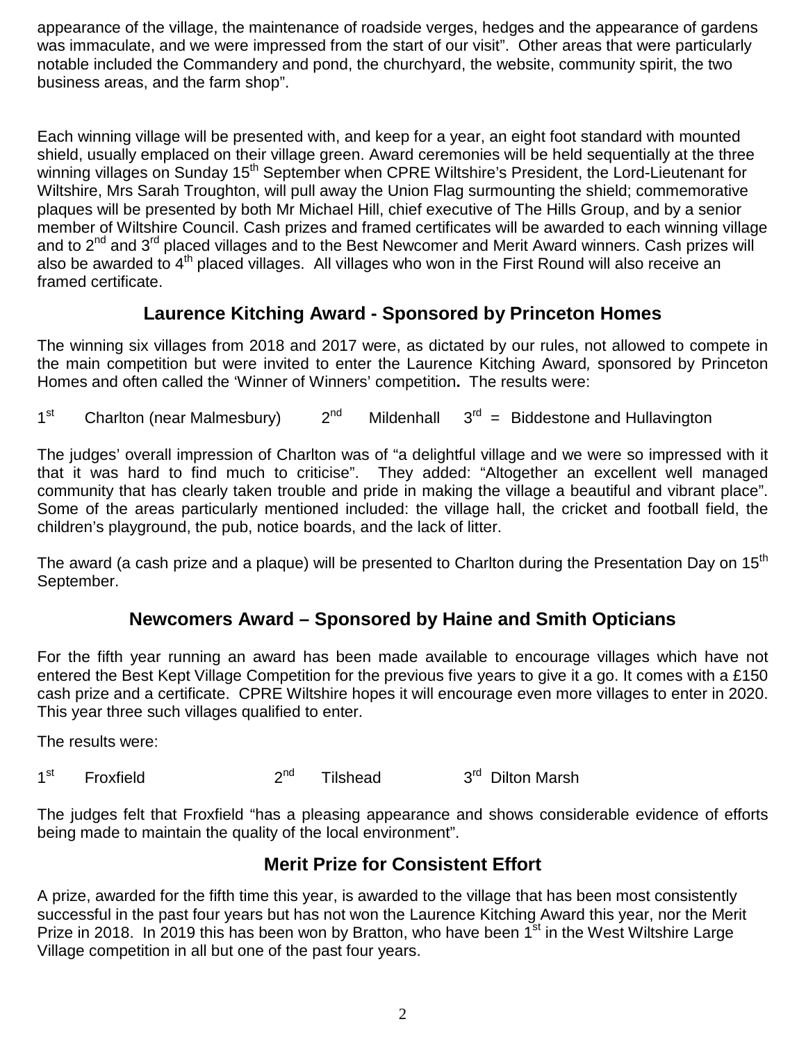appearance of the village, the maintenance of roadside verges, hedges and the appearance of gardens was immaculate, and we were impressed from the start of our visit". Other areas that were particularly notable included the Commandery and pond, the churchyard, the website, community spirit, the two business areas, and the farm shop".

Each winning village will be presented with, and keep for a year, an eight foot standard with mounted shield, usually emplaced on their village green. Award ceremonies will be held sequentially at the three winning villages on Sunday 15th September when CPRE Wiltshire's President, the Lord-Lieutenant for Wiltshire, Mrs Sarah Troughton, will pull away the Union Flag surmounting the shield; commemorative plaques will be presented by both Mr Michael Hill, chief executive of The Hills Group, and by a senior member of Wiltshire Council. Cash prizes and framed certificates will be awarded to each winning village and to 2nd and 3rd placed villages and to the Best Newcomer and Merit Award winners. Cash prizes will also be awarded to 4th placed villages. All villages who won in the First Round will also receive an framed certificate.

## Laurence Kitching Award - Sponsored by Princeton Homes

The winning six villages from 2018 and 2017 were, as dictated by our rules, not allowed to compete in the main competition but were invited to enter the Laurence Kitching Award, sponsored by Princeton Homes and often called the 'Winner of Winners' competition**.** The results were:

1st Charlton (near Malmesbury) 2nd Mildenhall 3rd = Biddestone and Hullavington

The judges' overall impression of Charlton was of "a delightful village and we were so impressed with it that it was hard to find much to criticise". They added: "Altogether an excellent well managed community that has clearly taken trouble and pride in making the village a beautiful and vibrant place". Some of the areas particularly mentioned included: the village hall, the cricket and football field, the children's playground, the pub, notice boards, and the lack of litter.

The award (a cash prize and a plaque) will be presented to Charlton during the Presentation Day on 15th September.

## Newcomers Award – Sponsored by Haine and Smith Opticians

For the fifth year running an award has been made available to encourage villages which have not entered the Best Kept Village Competition for the previous five years to give it a go. It comes with a £150 cash prize and a certificate. CPRE Wiltshire hopes it will encourage even more villages to enter in 2020. This year three such villages qualified to enter.

The results were:

1st Froxfield 2nd Tilshead 3rd Dilton Marsh

The judges felt that Froxfield "has a pleasing appearance and shows considerable evidence of efforts being made to maintain the quality of the local environment".

## Merit Prize for Consistent Effort

A prize, awarded for the fifth time this year, is awarded to the village that has been most consistently successful in the past four years but has not won the Laurence Kitching Award this year, nor the Merit Prize in 2018. In 2019 this has been won by Bratton, who have been 1st in the West Wiltshire Large Village competition in all but one of the past four years.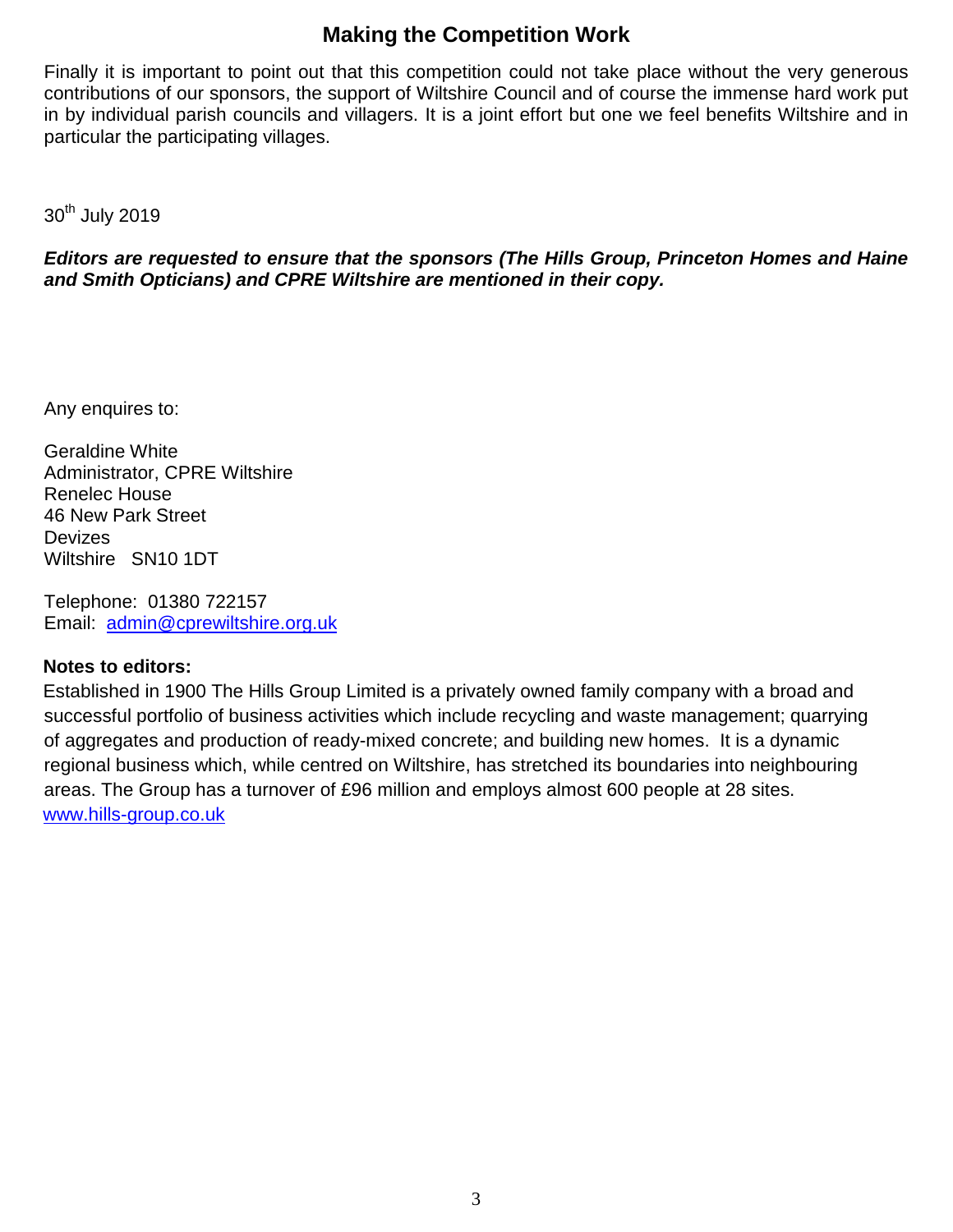## Making the Competition Work

Finally it is important to point out that this competition could not take place without the very generous contributions of our sponsors, the support of Wiltshire Council and of course the immense hard work put in by individual parish councils and villagers. It is a joint effort but one we feel benefits Wiltshire and in particular the participating villages.

30th July 2019

***Editors are requested to ensure that the sponsors (The Hills Group, Princeton Homes and Haine and Smith Opticians) and CPRE Wiltshire are mentioned in their copy.***

Any enquires to:

Geraldine White
Administrator, CPRE Wiltshire
Renelec House
46 New Park Street
Devizes
Wiltshire SN10 1DT

Telephone: 01380 722157
Email: admin@cprewiltshire.org.uk

**Notes to editors:**

Established in 1900 The Hills Group Limited is a privately owned family company with a broad and successful portfolio of business activities which include recycling and waste management; quarrying of aggregates and production of ready-mixed concrete; and building new homes. It is a dynamic regional business which, while centred on Wiltshire, has stretched its boundaries into neighbouring areas. The Group has a turnover of £96 million and employs almost 600 people at 28 sites. www.hills-group.co.uk